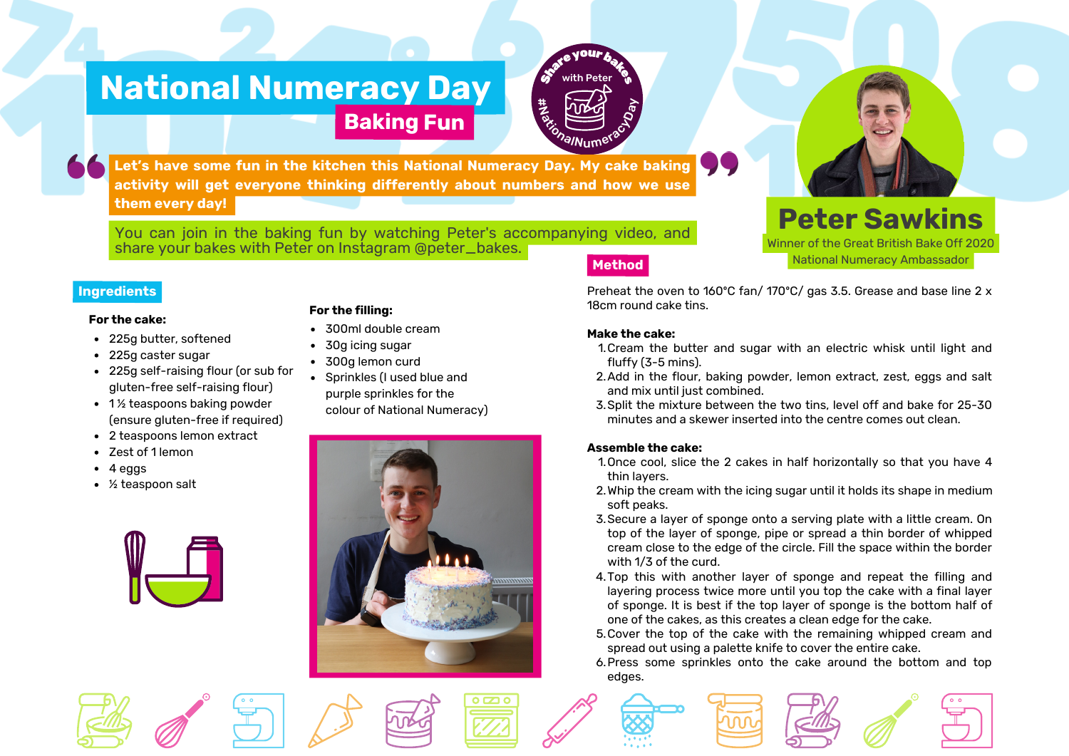# National Numeracy Day

## Baking Fun

Share your bakes with Peter #NationalNumeracyDay

> Let's have some fun in the kitchen this National Numeracy Day. My cake baking activity will get everyone thinking differently about numbers and how we use them every day!

You can join in the baking fun by watching Peter's accompanying video, and share your bakes with Peter on Instagram @peter_bakes.

**Peter Sawkins**

Winner of the Great British Bake Off 2020

National Numeracy Ambassador

## Ingredients

**For the cake:**

- 225g butter, softened
- 225g caster sugar
- 225g self-raising flour (or sub for gluten-free self-raising flour)
- 1 ½ teaspoons baking powder (ensure gluten-free if required)
- 2 teaspoons lemon extract
- Zest of 1 lemon
- 4 eggs
- ½ teaspoon salt

**For the filling:**

- 300ml double cream
- 30g icing sugar
- 300g lemon curd
- Sprinkles (I used blue and purple sprinkles for the colour of National Numeracy)

## Method

Preheat the oven to 160°C fan/ 170°C/ gas 3.5. Grease and base line 2 x 18cm round cake tins.

**Make the cake:**

1. Cream the butter and sugar with an electric whisk until light and fluffy (3-5 mins).
2. Add in the flour, baking powder, lemon extract, zest, eggs and salt and mix until just combined.
3. Split the mixture between the two tins, level off and bake for 25-30 minutes and a skewer inserted into the centre comes out clean.

**Assemble the cake:**

1. Once cool, slice the 2 cakes in half horizontally so that you have 4 thin layers.
2. Whip the cream with the icing sugar until it holds its shape in medium soft peaks.
3. Secure a layer of sponge onto a serving plate with a little cream. On top of the layer of sponge, pipe or spread a thin border of whipped cream close to the edge of the circle. Fill the space within the border with 1/3 of the curd.
4. Top this with another layer of sponge and repeat the filling and layering process twice more until you top the cake with a final layer of sponge. It is best if the top layer of sponge is the bottom half of one of the cakes, as this creates a clean edge for the cake.
5. Cover the top of the cake with the remaining whipped cream and spread out using a palette knife to cover the entire cake.
6. Press some sprinkles onto the cake around the bottom and top edges.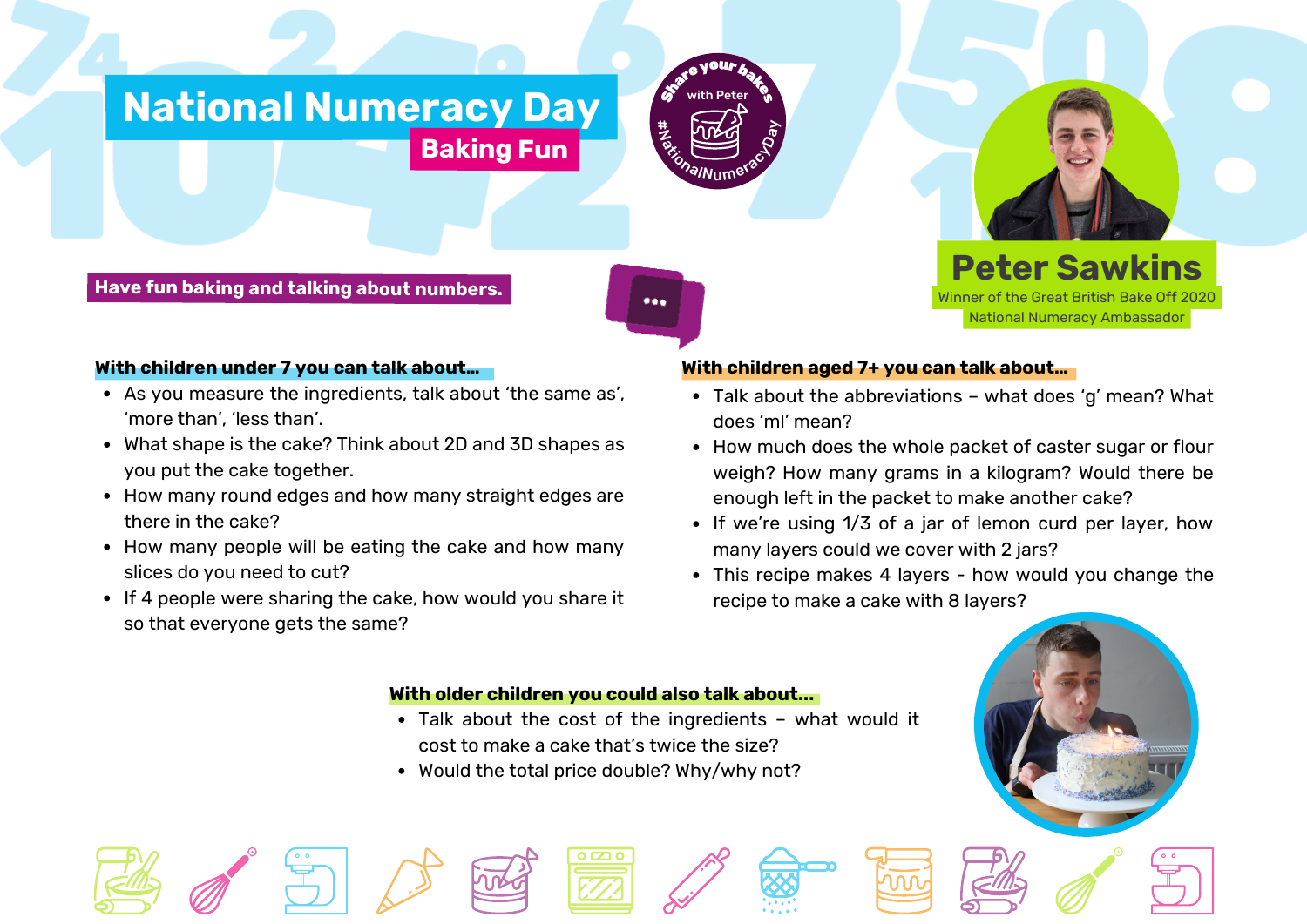# National Numeracy Day

## Baking Fun

Share your bakes with Peter #NationalNumeracyDay

**Peter Sawkins**

Winner of the Great British Bake Off 2020

National Numeracy Ambassador

**Have fun baking and talking about numbers.**

### With children under 7 you can talk about...

- As you measure the ingredients, talk about 'the same as', 'more than', 'less than'.
- What shape is the cake? Think about 2D and 3D shapes as you put the cake together.
- How many round edges and how many straight edges are there in the cake?
- How many people will be eating the cake and how many slices do you need to cut?
- If 4 people were sharing the cake, how would you share it so that everyone gets the same?

### With children aged 7+ you can talk about...

- Talk about the abbreviations – what does 'g' mean? What does 'ml' mean?
- How much does the whole packet of caster sugar or flour weigh? How many grams in a kilogram? Would there be enough left in the packet to make another cake?
- If we're using 1/3 of a jar of lemon curd per layer, how many layers could we cover with 2 jars?
- This recipe makes 4 layers - how would you change the recipe to make a cake with 8 layers?

### With older children you could also talk about...

- Talk about the cost of the ingredients – what would it cost to make a cake that's twice the size?
- Would the total price double? Why/why not?